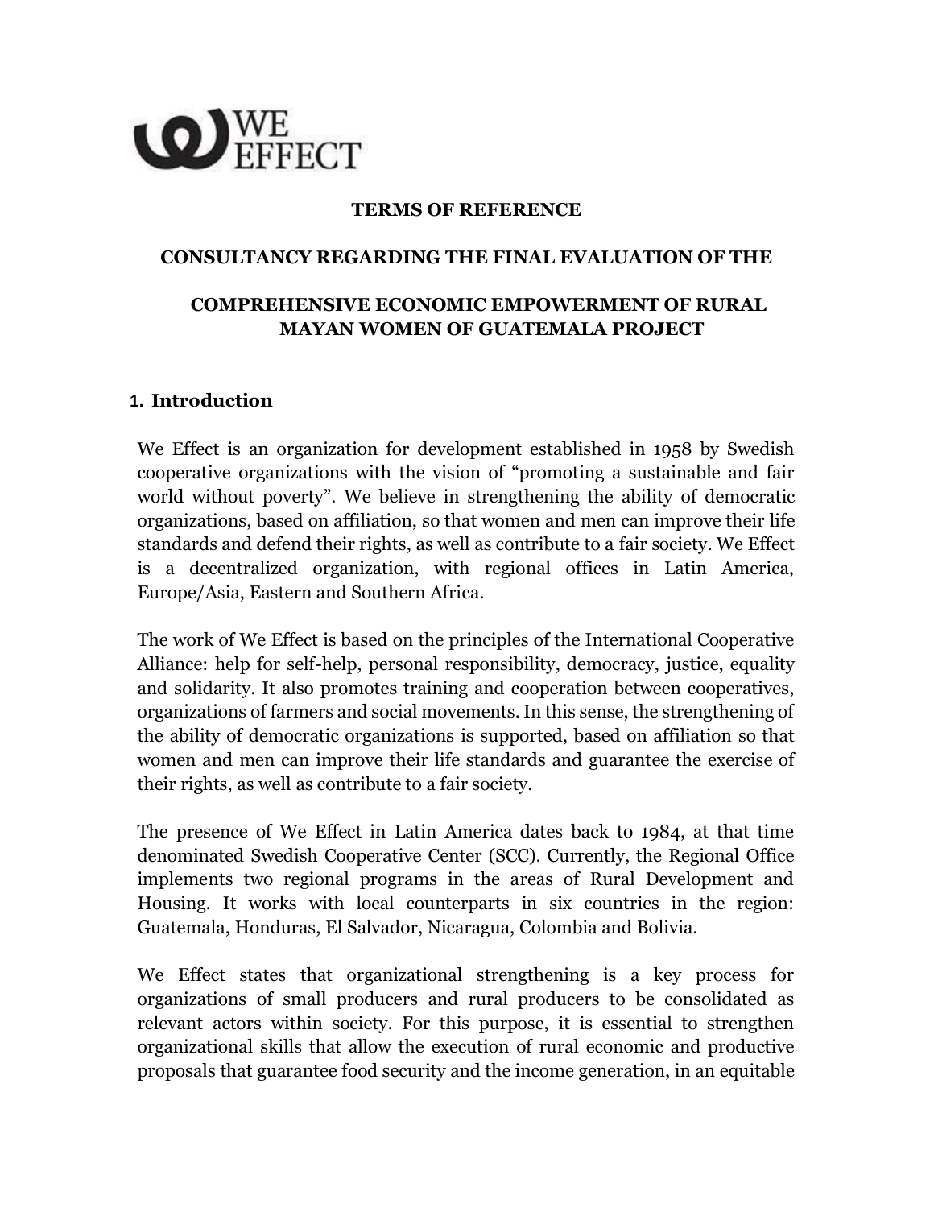WE EFFECT

**TERMS OF REFERENCE**

**CONSULTANCY REGARDING THE FINAL EVALUATION OF THE**

**COMPREHENSIVE ECONOMIC EMPOWERMENT OF RURAL MAYAN WOMEN OF GUATEMALA PROJECT**

## 1. Introduction

We Effect is an organization for development established in 1958 by Swedish cooperative organizations with the vision of "promoting a sustainable and fair world without poverty". We believe in strengthening the ability of democratic organizations, based on affiliation, so that women and men can improve their life standards and defend their rights, as well as contribute to a fair society. We Effect is a decentralized organization, with regional offices in Latin America, Europe/Asia, Eastern and Southern Africa.

The work of We Effect is based on the principles of the International Cooperative Alliance: help for self-help, personal responsibility, democracy, justice, equality and solidarity. It also promotes training and cooperation between cooperatives, organizations of farmers and social movements. In this sense, the strengthening of the ability of democratic organizations is supported, based on affiliation so that women and men can improve their life standards and guarantee the exercise of their rights, as well as contribute to a fair society.

The presence of We Effect in Latin America dates back to 1984, at that time denominated Swedish Cooperative Center (SCC). Currently, the Regional Office implements two regional programs in the areas of Rural Development and Housing. It works with local counterparts in six countries in the region: Guatemala, Honduras, El Salvador, Nicaragua, Colombia and Bolivia.

We Effect states that organizational strengthening is a key process for organizations of small producers and rural producers to be consolidated as relevant actors within society. For this purpose, it is essential to strengthen organizational skills that allow the execution of rural economic and productive proposals that guarantee food security and the income generation, in an equitable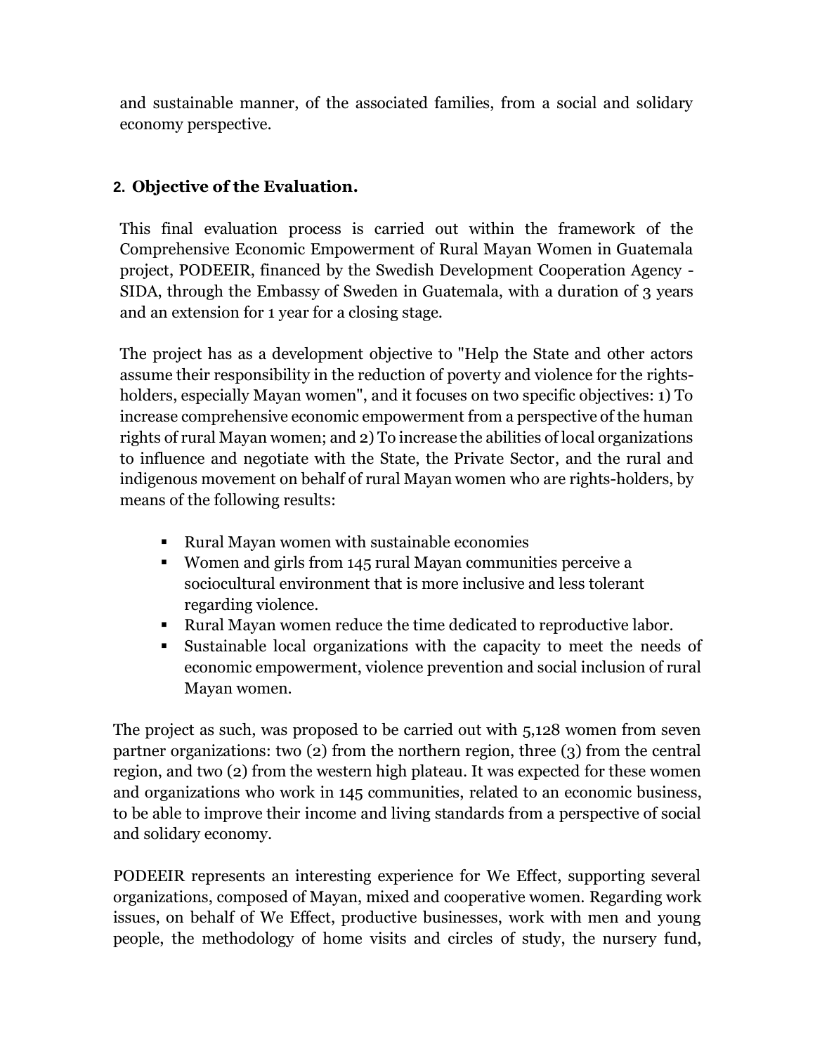and sustainable manner, of the associated families, from a social and solidary economy perspective.

## 2. Objective of the Evaluation.

This final evaluation process is carried out within the framework of the Comprehensive Economic Empowerment of Rural Mayan Women in Guatemala project, PODEEIR, financed by the Swedish Development Cooperation Agency - SIDA, through the Embassy of Sweden in Guatemala, with a duration of 3 years and an extension for 1 year for a closing stage.

The project has as a development objective to "Help the State and other actors assume their responsibility in the reduction of poverty and violence for the rights-holders, especially Mayan women", and it focuses on two specific objectives: 1) To increase comprehensive economic empowerment from a perspective of the human rights of rural Mayan women; and 2) To increase the abilities of local organizations to influence and negotiate with the State, the Private Sector, and the rural and indigenous movement on behalf of rural Mayan women who are rights-holders, by means of the following results:

- Rural Mayan women with sustainable economies
- Women and girls from 145 rural Mayan communities perceive a sociocultural environment that is more inclusive and less tolerant regarding violence.
- Rural Mayan women reduce the time dedicated to reproductive labor.
- Sustainable local organizations with the capacity to meet the needs of economic empowerment, violence prevention and social inclusion of rural Mayan women.

The project as such, was proposed to be carried out with 5,128 women from seven partner organizations: two (2) from the northern region, three (3) from the central region, and two (2) from the western high plateau. It was expected for these women and organizations who work in 145 communities, related to an economic business, to be able to improve their income and living standards from a perspective of social and solidary economy.

PODEEIR represents an interesting experience for We Effect, supporting several organizations, composed of Mayan, mixed and cooperative women. Regarding work issues, on behalf of We Effect, productive businesses, work with men and young people, the methodology of home visits and circles of study, the nursery fund,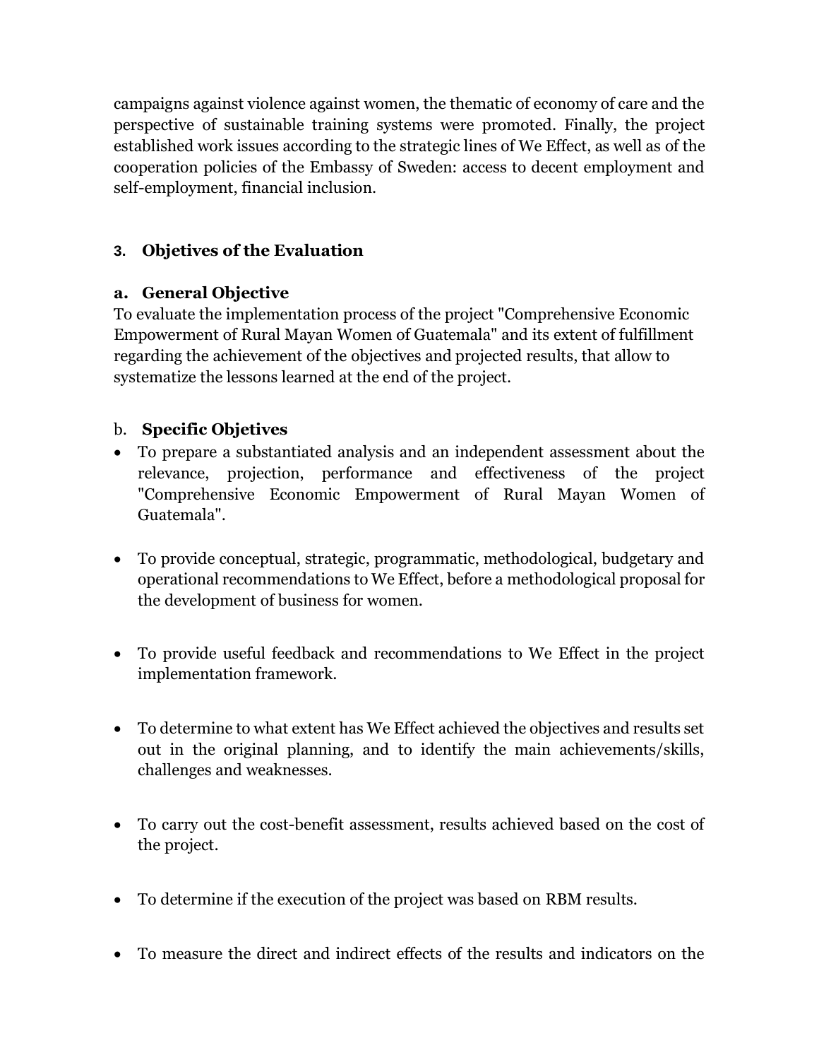campaigns against violence against women, the thematic of economy of care and the perspective of sustainable training systems were promoted. Finally, the project established work issues according to the strategic lines of We Effect, as well as of the cooperation policies of the Embassy of Sweden: access to decent employment and self-employment, financial inclusion.

## 3. Objetives of the Evaluation

### a. General Objective

To evaluate the implementation process of the project "Comprehensive Economic Empowerment of Rural Mayan Women of Guatemala" and its extent of fulfillment regarding the achievement of the objectives and projected results, that allow to systematize the lessons learned at the end of the project.

### b. Specific Objetives

- To prepare a substantiated analysis and an independent assessment about the relevance, projection, performance and effectiveness of the project "Comprehensive Economic Empowerment of Rural Mayan Women of Guatemala".

- To provide conceptual, strategic, programmatic, methodological, budgetary and operational recommendations to We Effect, before a methodological proposal for the development of business for women.

- To provide useful feedback and recommendations to We Effect in the project implementation framework.

- To determine to what extent has We Effect achieved the objectives and results set out in the original planning, and to identify the main achievements/skills, challenges and weaknesses.

- To carry out the cost-benefit assessment, results achieved based on the cost of the project.

- To determine if the execution of the project was based on RBM results.

- To measure the direct and indirect effects of the results and indicators on the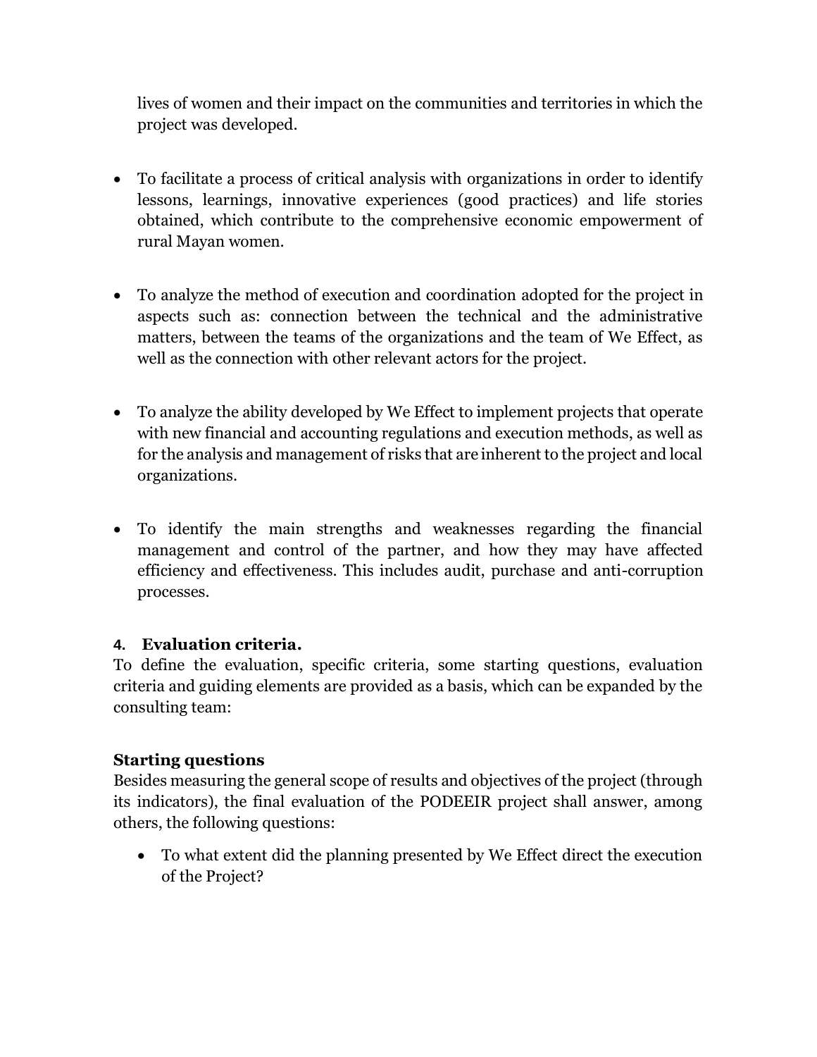lives of women and their impact on the communities and territories in which the project was developed.

- To facilitate a process of critical analysis with organizations in order to identify lessons, learnings, innovative experiences (good practices) and life stories obtained, which contribute to the comprehensive economic empowerment of rural Mayan women.

- To analyze the method of execution and coordination adopted for the project in aspects such as: connection between the technical and the administrative matters, between the teams of the organizations and the team of We Effect, as well as the connection with other relevant actors for the project.

- To analyze the ability developed by We Effect to implement projects that operate with new financial and accounting regulations and execution methods, as well as for the analysis and management of risks that are inherent to the project and local organizations.

- To identify the main strengths and weaknesses regarding the financial management and control of the partner, and how they may have affected efficiency and effectiveness. This includes audit, purchase and anti-corruption processes.

## 4. Evaluation criteria.

To define the evaluation, specific criteria, some starting questions, evaluation criteria and guiding elements are provided as a basis, which can be expanded by the consulting team:

### Starting questions

Besides measuring the general scope of results and objectives of the project (through its indicators), the final evaluation of the PODEEIR project shall answer, among others, the following questions:

- To what extent did the planning presented by We Effect direct the execution of the Project?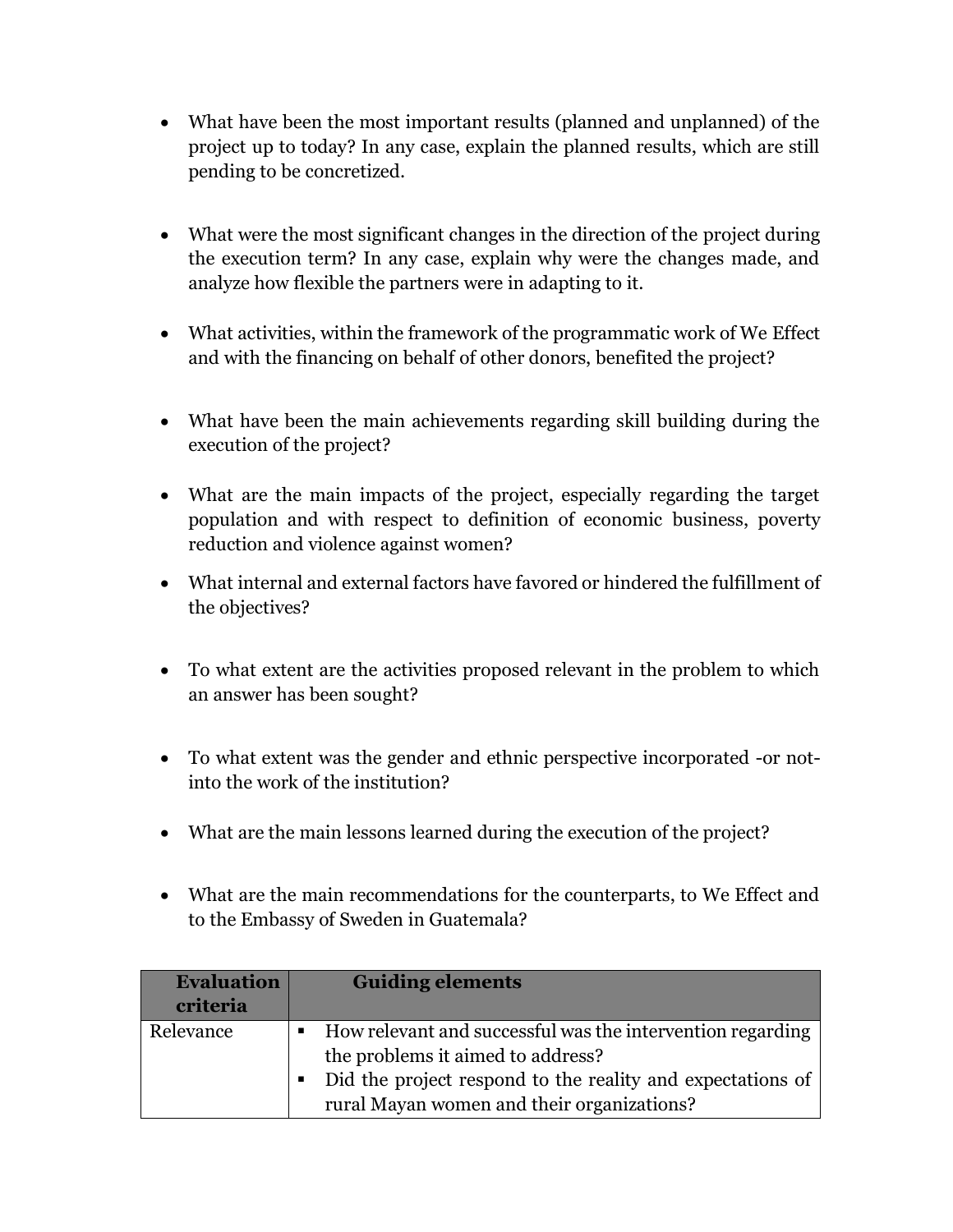- What have been the most important results (planned and unplanned) of the project up to today? In any case, explain the planned results, which are still pending to be concretized.

- What were the most significant changes in the direction of the project during the execution term? In any case, explain why were the changes made, and analyze how flexible the partners were in adapting to it.

- What activities, within the framework of the programmatic work of We Effect and with the financing on behalf of other donors, benefited the project?

- What have been the main achievements regarding skill building during the execution of the project?

- What are the main impacts of the project, especially regarding the target population and with respect to definition of economic business, poverty reduction and violence against women?

- What internal and external factors have favored or hindered the fulfillment of the objectives?

- To what extent are the activities proposed relevant in the problem to which an answer has been sought?

- To what extent was the gender and ethnic perspective incorporated -or not- into the work of the institution?

- What are the main lessons learned during the execution of the project?

- What are the main recommendations for the counterparts, to We Effect and to the Embassy of Sweden in Guatemala?

| **Evaluation criteria** | **Guiding elements** |
|---|---|
| Relevance | ▪ How relevant and successful was the intervention regarding the problems it aimed to address?<br>▪ Did the project respond to the reality and expectations of rural Mayan women and their organizations? |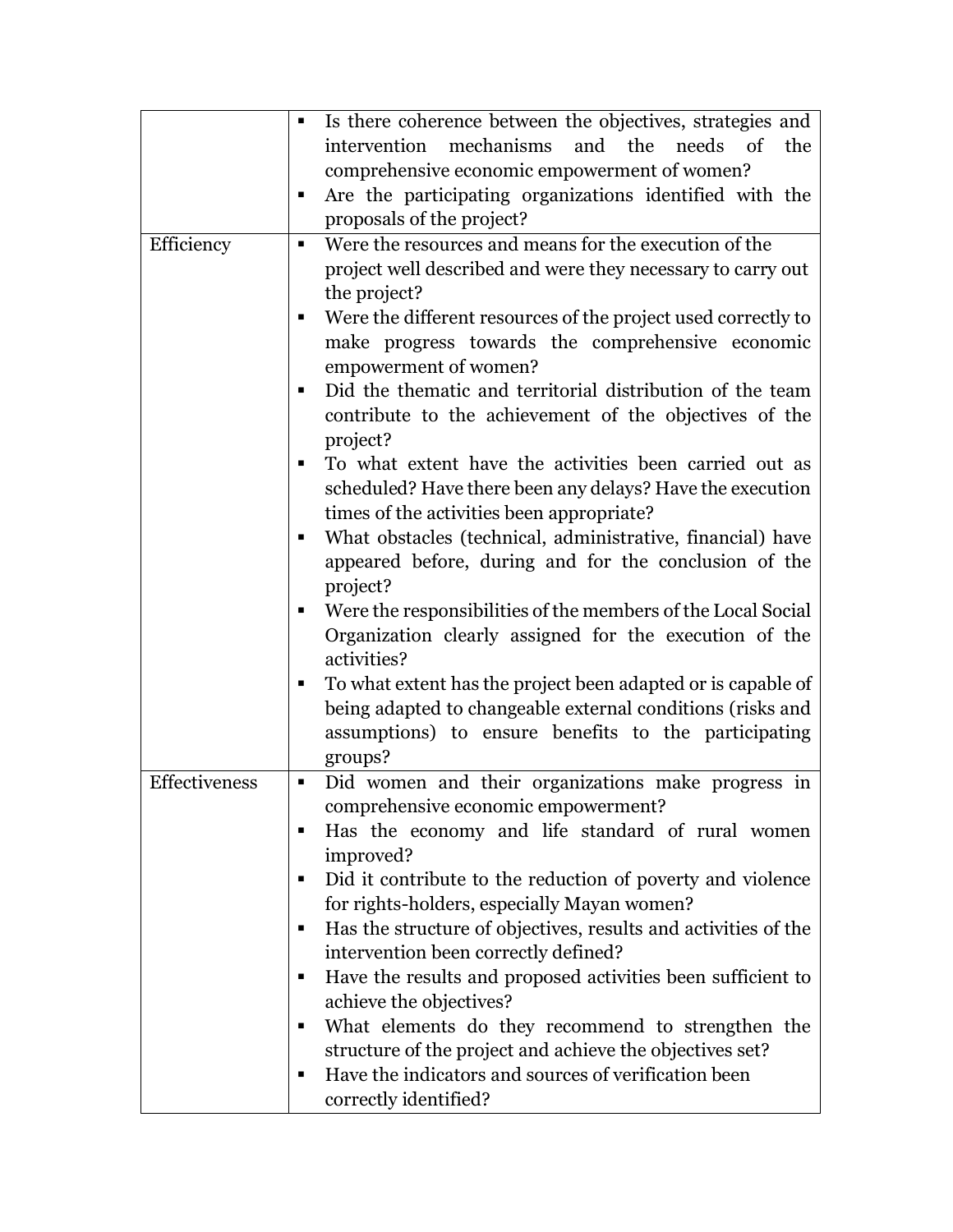| | |
|---|---|
| | ▪ Is there coherence between the objectives, strategies and intervention mechanisms and the needs of the comprehensive economic empowerment of women?<br>▪ Are the participating organizations identified with the proposals of the project? |
| Efficiency | ▪ Were the resources and means for the execution of the project well described and were they necessary to carry out the project?<br>▪ Were the different resources of the project used correctly to make progress towards the comprehensive economic empowerment of women?<br>▪ Did the thematic and territorial distribution of the team contribute to the achievement of the objectives of the project?<br>▪ To what extent have the activities been carried out as scheduled? Have there been any delays? Have the execution times of the activities been appropriate?<br>▪ What obstacles (technical, administrative, financial) have appeared before, during and for the conclusion of the project?<br>▪ Were the responsibilities of the members of the Local Social Organization clearly assigned for the execution of the activities?<br>▪ To what extent has the project been adapted or is capable of being adapted to changeable external conditions (risks and assumptions) to ensure benefits to the participating groups? |
| Effectiveness | ▪ Did women and their organizations make progress in comprehensive economic empowerment?<br>▪ Has the economy and life standard of rural women improved?<br>▪ Did it contribute to the reduction of poverty and violence for rights-holders, especially Mayan women?<br>▪ Has the structure of objectives, results and activities of the intervention been correctly defined?<br>▪ Have the results and proposed activities been sufficient to achieve the objectives?<br>▪ What elements do they recommend to strengthen the structure of the project and achieve the objectives set?<br>▪ Have the indicators and sources of verification been correctly identified? |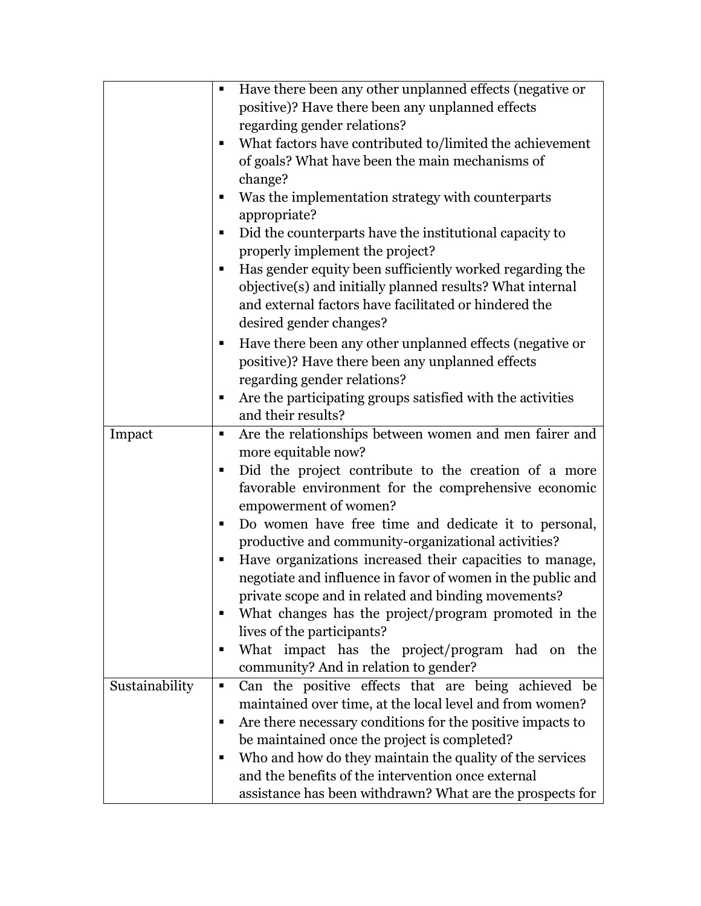| | |
|---|---|
| | ▪ Have there been any other unplanned effects (negative or positive)? Have there been any unplanned effects regarding gender relations?<br>▪ What factors have contributed to/limited the achievement of goals? What have been the main mechanisms of change?<br>▪ Was the implementation strategy with counterparts appropriate?<br>▪ Did the counterparts have the institutional capacity to properly implement the project?<br>▪ Has gender equity been sufficiently worked regarding the objective(s) and initially planned results? What internal and external factors have facilitated or hindered the desired gender changes?<br>▪ Have there been any other unplanned effects (negative or positive)? Have there been any unplanned effects regarding gender relations?<br>▪ Are the participating groups satisfied with the activities and their results? |
| Impact | ▪ Are the relationships between women and men fairer and more equitable now?<br>▪ Did the project contribute to the creation of a more favorable environment for the comprehensive economic empowerment of women?<br>▪ Do women have free time and dedicate it to personal, productive and community-organizational activities?<br>▪ Have organizations increased their capacities to manage, negotiate and influence in favor of women in the public and private scope and in related and binding movements?<br>▪ What changes has the project/program promoted in the lives of the participants?<br>▪ What impact has the project/program had on the community? And in relation to gender? |
| Sustainability | ▪ Can the positive effects that are being achieved be maintained over time, at the local level and from women?<br>▪ Are there necessary conditions for the positive impacts to be maintained once the project is completed?<br>▪ Who and how do they maintain the quality of the services and the benefits of the intervention once external assistance has been withdrawn? What are the prospects for |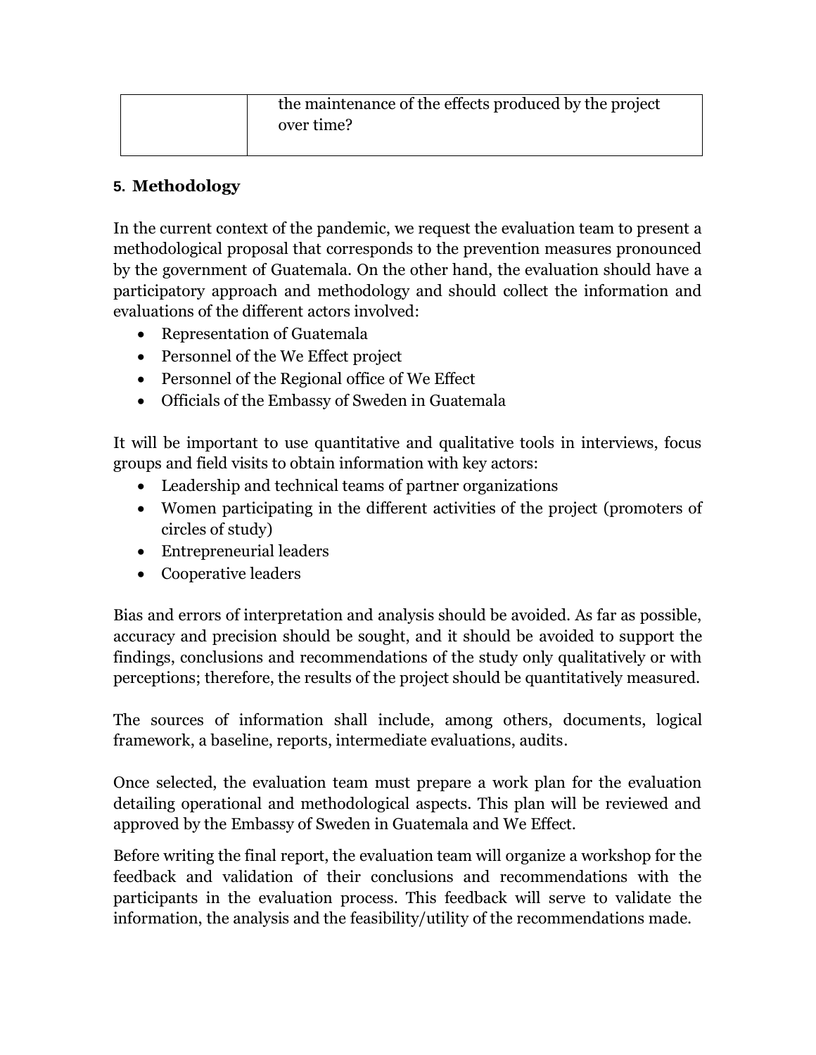| | |
|---|---|
| | the maintenance of the effects produced by the project over time? |

## 5. Methodology

In the current context of the pandemic, we request the evaluation team to present a methodological proposal that corresponds to the prevention measures pronounced by the government of Guatemala. On the other hand, the evaluation should have a participatory approach and methodology and should collect the information and evaluations of the different actors involved:

- Representation of Guatemala
- Personnel of the We Effect project
- Personnel of the Regional office of We Effect
- Officials of the Embassy of Sweden in Guatemala

It will be important to use quantitative and qualitative tools in interviews, focus groups and field visits to obtain information with key actors:

- Leadership and technical teams of partner organizations
- Women participating in the different activities of the project (promoters of circles of study)
- Entrepreneurial leaders
- Cooperative leaders

Bias and errors of interpretation and analysis should be avoided. As far as possible, accuracy and precision should be sought, and it should be avoided to support the findings, conclusions and recommendations of the study only qualitatively or with perceptions; therefore, the results of the project should be quantitatively measured.

The sources of information shall include, among others, documents, logical framework, a baseline, reports, intermediate evaluations, audits.

Once selected, the evaluation team must prepare a work plan for the evaluation detailing operational and methodological aspects. This plan will be reviewed and approved by the Embassy of Sweden in Guatemala and We Effect.

Before writing the final report, the evaluation team will organize a workshop for the feedback and validation of their conclusions and recommendations with the participants in the evaluation process. This feedback will serve to validate the information, the analysis and the feasibility/utility of the recommendations made.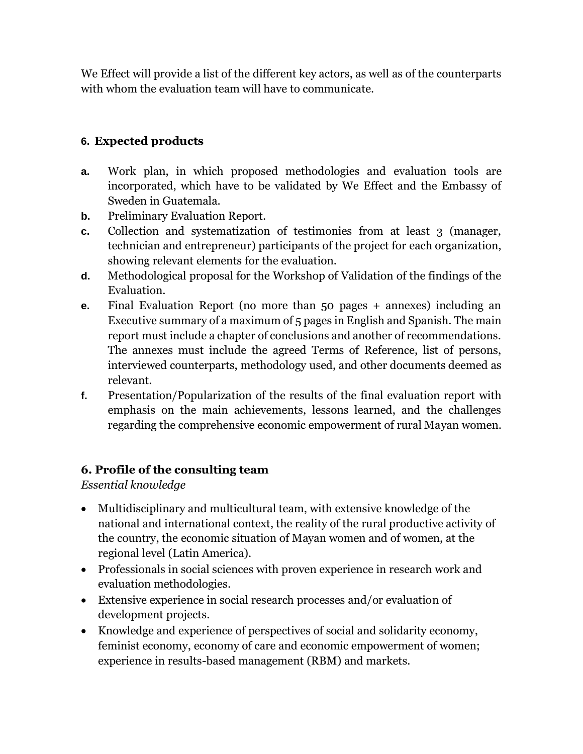We Effect will provide a list of the different key actors, as well as of the counterparts with whom the evaluation team will have to communicate.

## 6. Expected products

- **a.** Work plan, in which proposed methodologies and evaluation tools are incorporated, which have to be validated by We Effect and the Embassy of Sweden in Guatemala.
- **b.** Preliminary Evaluation Report.
- **c.** Collection and systematization of testimonies from at least 3 (manager, technician and entrepreneur) participants of the project for each organization, showing relevant elements for the evaluation.
- **d.** Methodological proposal for the Workshop of Validation of the findings of the Evaluation.
- **e.** Final Evaluation Report (no more than 50 pages + annexes) including an Executive summary of a maximum of 5 pages in English and Spanish. The main report must include a chapter of conclusions and another of recommendations. The annexes must include the agreed Terms of Reference, list of persons, interviewed counterparts, methodology used, and other documents deemed as relevant.
- **f.** Presentation/Popularization of the results of the final evaluation report with emphasis on the main achievements, lessons learned, and the challenges regarding the comprehensive economic empowerment of rural Mayan women.

## 6. Profile of the consulting team

*Essential knowledge*

- Multidisciplinary and multicultural team, with extensive knowledge of the national and international context, the reality of the rural productive activity of the country, the economic situation of Mayan women and of women, at the regional level (Latin America).
- Professionals in social sciences with proven experience in research work and evaluation methodologies.
- Extensive experience in social research processes and/or evaluation of development projects.
- Knowledge and experience of perspectives of social and solidarity economy, feminist economy, economy of care and economic empowerment of women; experience in results-based management (RBM) and markets.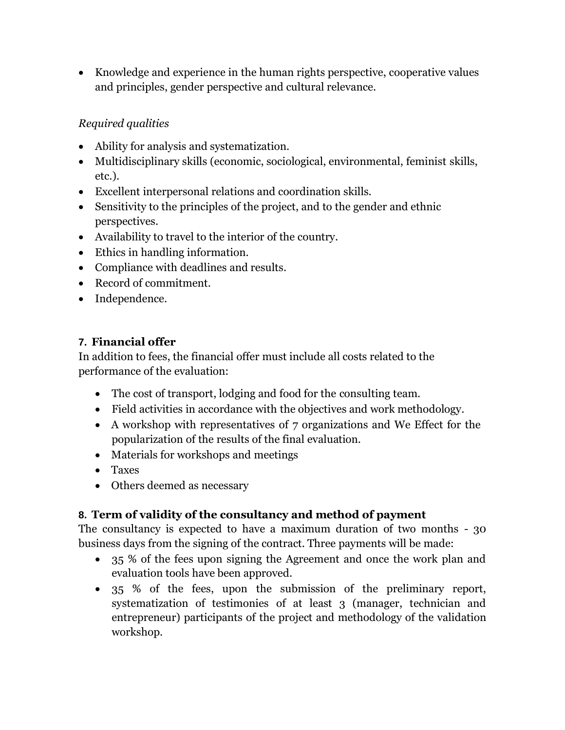- Knowledge and experience in the human rights perspective, cooperative values and principles, gender perspective and cultural relevance.

*Required qualities*

- Ability for analysis and systematization.
- Multidisciplinary skills (economic, sociological, environmental, feminist skills, etc.).
- Excellent interpersonal relations and coordination skills.
- Sensitivity to the principles of the project, and to the gender and ethnic perspectives.
- Availability to travel to the interior of the country.
- Ethics in handling information.
- Compliance with deadlines and results.
- Record of commitment.
- Independence.

## 7. Financial offer

In addition to fees, the financial offer must include all costs related to the performance of the evaluation:

- The cost of transport, lodging and food for the consulting team.
- Field activities in accordance with the objectives and work methodology.
- A workshop with representatives of 7 organizations and We Effect for the popularization of the results of the final evaluation.
- Materials for workshops and meetings
- Taxes
- Others deemed as necessary

## 8. Term of validity of the consultancy and method of payment

The consultancy is expected to have a maximum duration of two months - 30 business days from the signing of the contract. Three payments will be made:

- 35 % of the fees upon signing the Agreement and once the work plan and evaluation tools have been approved.
- 35 % of the fees, upon the submission of the preliminary report, systematization of testimonies of at least 3 (manager, technician and entrepreneur) participants of the project and methodology of the validation workshop.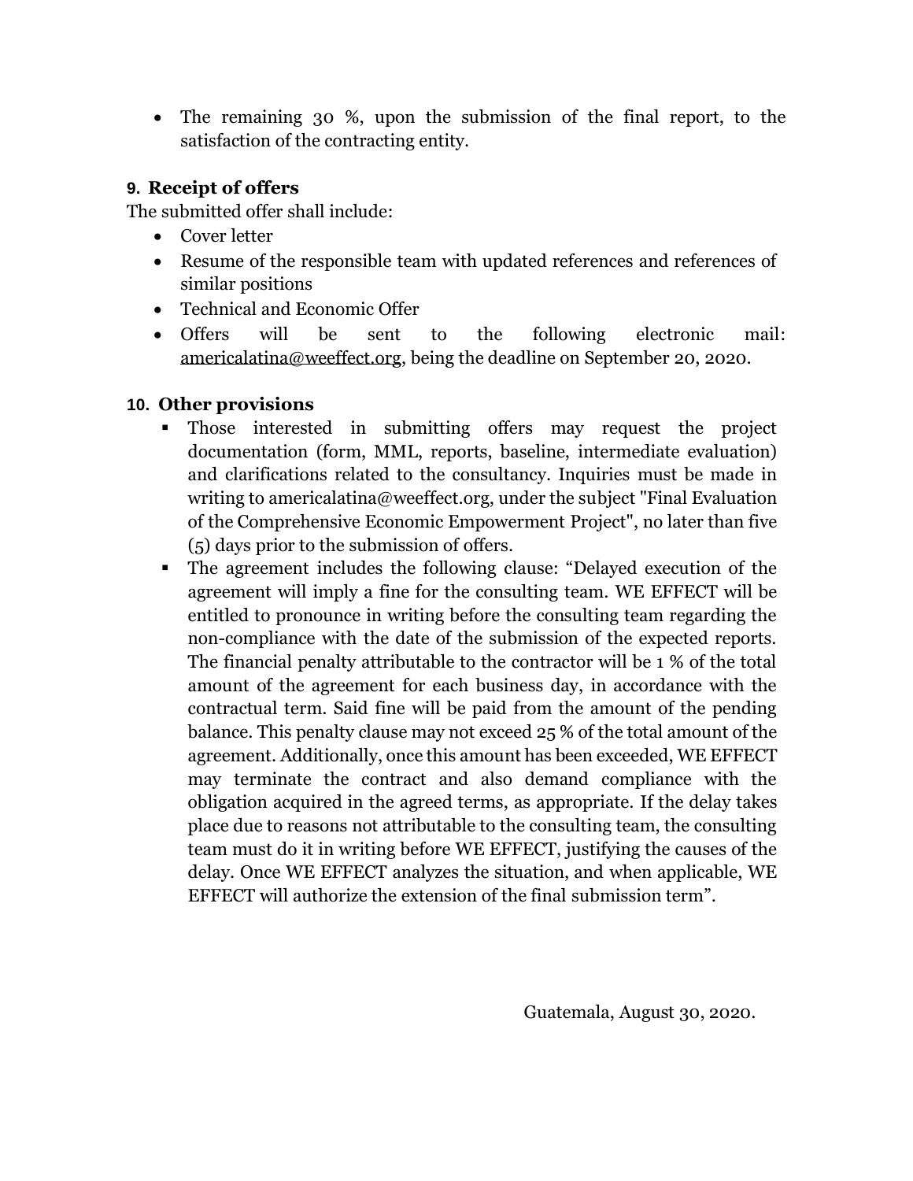- The remaining 30 %, upon the submission of the final report, to the satisfaction of the contracting entity.

## 9. Receipt of offers

The submitted offer shall include:

- Cover letter
- Resume of the responsible team with updated references and references of similar positions
- Technical and Economic Offer
- Offers will be sent to the following electronic mail: americalatina@weeffect.org, being the deadline on September 20, 2020.

## 10. Other provisions

- Those interested in submitting offers may request the project documentation (form, MML, reports, baseline, intermediate evaluation) and clarifications related to the consultancy. Inquiries must be made in writing to americalatina@weeffect.org, under the subject "Final Evaluation of the Comprehensive Economic Empowerment Project", no later than five (5) days prior to the submission of offers.
- The agreement includes the following clause: "Delayed execution of the agreement will imply a fine for the consulting team. WE EFFECT will be entitled to pronounce in writing before the consulting team regarding the non-compliance with the date of the submission of the expected reports. The financial penalty attributable to the contractor will be 1 % of the total amount of the agreement for each business day, in accordance with the contractual term. Said fine will be paid from the amount of the pending balance. This penalty clause may not exceed 25 % of the total amount of the agreement. Additionally, once this amount has been exceeded, WE EFFECT may terminate the contract and also demand compliance with the obligation acquired in the agreed terms, as appropriate. If the delay takes place due to reasons not attributable to the consulting team, the consulting team must do it in writing before WE EFFECT, justifying the causes of the delay. Once WE EFFECT analyzes the situation, and when applicable, WE EFFECT will authorize the extension of the final submission term".

Guatemala, August 30, 2020.